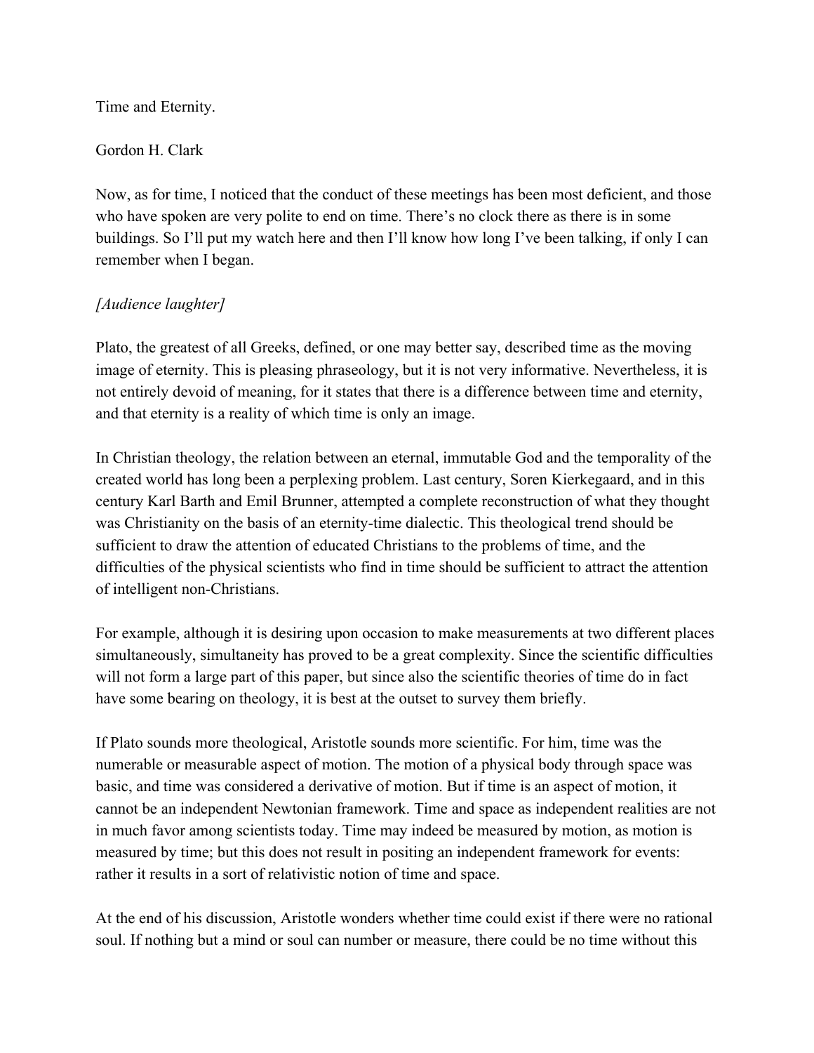Time and Eternity.

Gordon H. Clark

Now, as for time, I noticed that the conduct of these meetings has been most deficient, and those who have spoken are very polite to end on time. There's no clock there as there is in some buildings. So I'll put my watch here and then I'll know how long I've been talking, if only I can remember when I began.

*[Audience laughter]*

Plato, the greatest of all Greeks, defined, or one may better say, described time as the moving image of eternity. This is pleasing phraseology, but it is not very informative. Nevertheless, it is not entirely devoid of meaning, for it states that there is a difference between time and eternity, and that eternity is a reality of which time is only an image.

In Christian theology, the relation between an eternal, immutable God and the temporality of the created world has long been a perplexing problem. Last century, Soren Kierkegaard, and in this century Karl Barth and Emil Brunner, attempted a complete reconstruction of what they thought was Christianity on the basis of an eternity-time dialectic. This theological trend should be sufficient to draw the attention of educated Christians to the problems of time, and the difficulties of the physical scientists who find in time should be sufficient to attract the attention of intelligent non-Christians.

For example, although it is desiring upon occasion to make measurements at two different places simultaneously, simultaneity has proved to be a great complexity. Since the scientific difficulties will not form a large part of this paper, but since also the scientific theories of time do in fact have some bearing on theology, it is best at the outset to survey them briefly.

If Plato sounds more theological, Aristotle sounds more scientific. For him, time was the numerable or measurable aspect of motion. The motion of a physical body through space was basic, and time was considered a derivative of motion. But if time is an aspect of motion, it cannot be an independent Newtonian framework. Time and space as independent realities are not in much favor among scientists today. Time may indeed be measured by motion, as motion is measured by time; but this does not result in positing an independent framework for events: rather it results in a sort of relativistic notion of time and space.

At the end of his discussion, Aristotle wonders whether time could exist if there were no rational soul. If nothing but a mind or soul can number or measure, there could be no time without this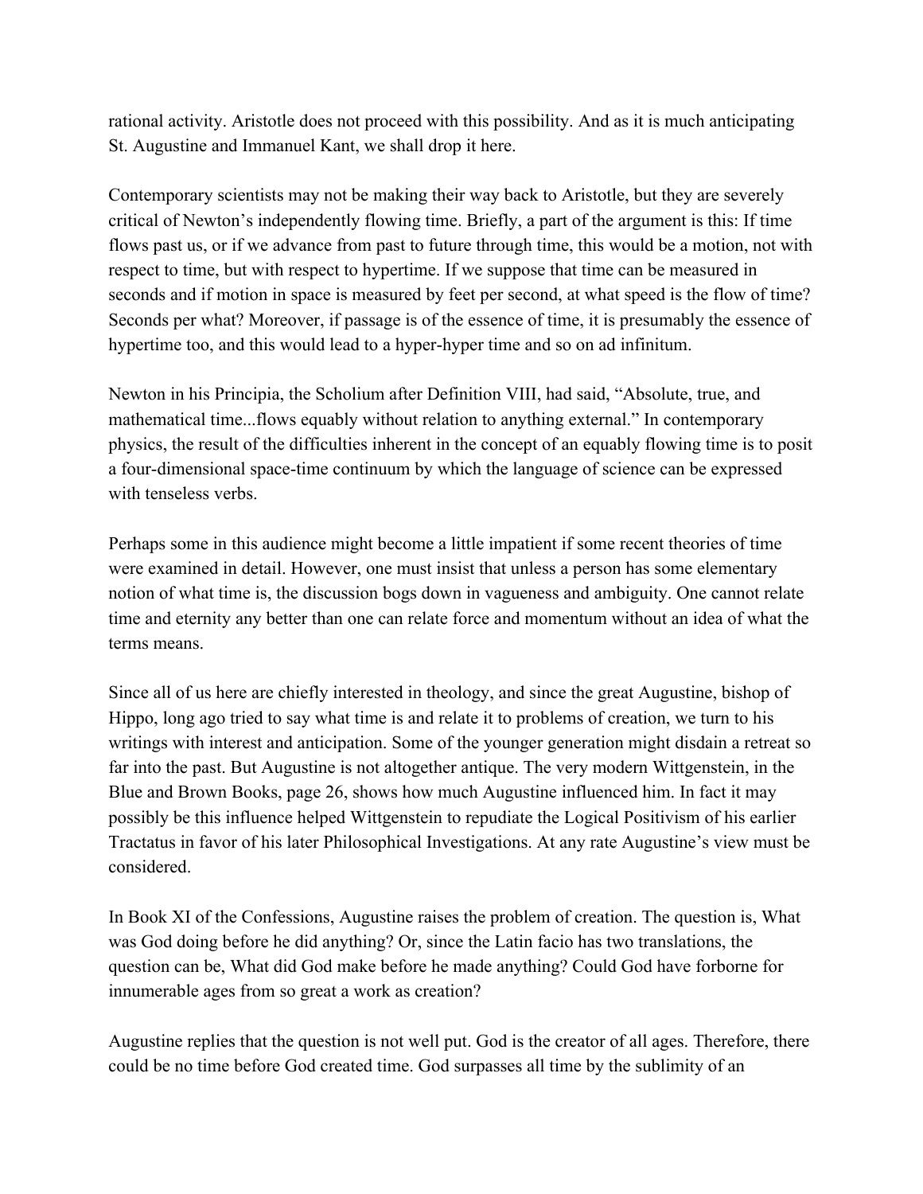rational activity. Aristotle does not proceed with this possibility. And as it is much anticipating St. Augustine and Immanuel Kant, we shall drop it here.

Contemporary scientists may not be making their way back to Aristotle, but they are severely critical of Newton's independently flowing time. Briefly, a part of the argument is this: If time flows past us, or if we advance from past to future through time, this would be a motion, not with respect to time, but with respect to hypertime. If we suppose that time can be measured in seconds and if motion in space is measured by feet per second, at what speed is the flow of time? Seconds per what? Moreover, if passage is of the essence of time, it is presumably the essence of hypertime too, and this would lead to a hyper-hyper time and so on ad infinitum.

Newton in his Principia, the Scholium after Definition VIII, had said, "Absolute, true, and mathematical time...flows equably without relation to anything external." In contemporary physics, the result of the difficulties inherent in the concept of an equably flowing time is to posit a four-dimensional space-time continuum by which the language of science can be expressed with tenseless verbs.

Perhaps some in this audience might become a little impatient if some recent theories of time were examined in detail. However, one must insist that unless a person has some elementary notion of what time is, the discussion bogs down in vagueness and ambiguity. One cannot relate time and eternity any better than one can relate force and momentum without an idea of what the terms means.

Since all of us here are chiefly interested in theology, and since the great Augustine, bishop of Hippo, long ago tried to say what time is and relate it to problems of creation, we turn to his writings with interest and anticipation. Some of the younger generation might disdain a retreat so far into the past. But Augustine is not altogether antique. The very modern Wittgenstein, in the Blue and Brown Books, page 26, shows how much Augustine influenced him. In fact it may possibly be this influence helped Wittgenstein to repudiate the Logical Positivism of his earlier Tractatus in favor of his later Philosophical Investigations. At any rate Augustine's view must be considered.

In Book XI of the Confessions, Augustine raises the problem of creation. The question is, What was God doing before he did anything? Or, since the Latin facio has two translations, the question can be, What did God make before he made anything? Could God have forborne for innumerable ages from so great a work as creation?

Augustine replies that the question is not well put. God is the creator of all ages. Therefore, there could be no time before God created time. God surpasses all time by the sublimity of an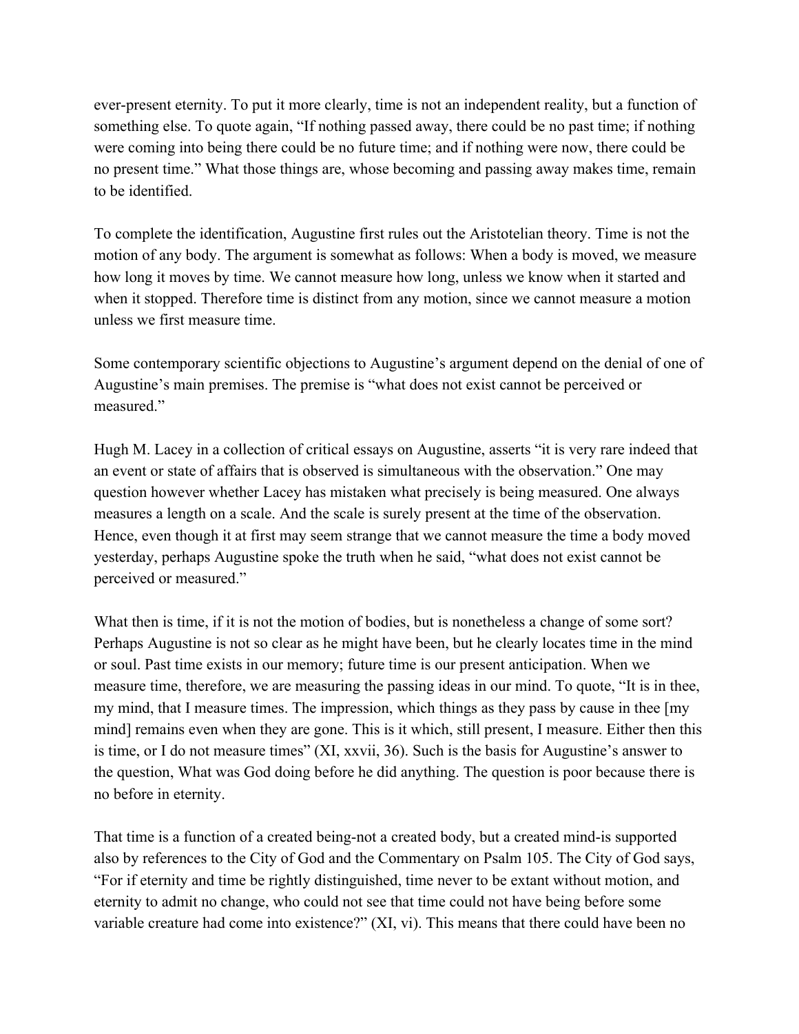ever-present eternity. To put it more clearly, time is not an independent reality, but a function of something else. To quote again, “If nothing passed away, there could be no past time; if nothing were coming into being there could be no future time; and if nothing were now, there could be no present time.” What those things are, whose becoming and passing away makes time, remain to be identified.

To complete the identification, Augustine first rules out the Aristotelian theory. Time is not the motion of any body. The argument is somewhat as follows: When a body is moved, we measure how long it moves by time. We cannot measure how long, unless we know when it started and when it stopped. Therefore time is distinct from any motion, since we cannot measure a motion unless we first measure time.

Some contemporary scientific objections to Augustine’s argument depend on the denial of one of Augustine’s main premises. The premise is “what does not exist cannot be perceived or measured.”

Hugh M. Lacey in a collection of critical essays on Augustine, asserts “it is very rare indeed that an event or state of affairs that is observed is simultaneous with the observation.” One may question however whether Lacey has mistaken what precisely is being measured. One always measures a length on a scale. And the scale is surely present at the time of the observation. Hence, even though it at first may seem strange that we cannot measure the time a body moved yesterday, perhaps Augustine spoke the truth when he said, “what does not exist cannot be perceived or measured.”

What then is time, if it is not the motion of bodies, but is nonetheless a change of some sort? Perhaps Augustine is not so clear as he might have been, but he clearly locates time in the mind or soul. Past time exists in our memory; future time is our present anticipation. When we measure time, therefore, we are measuring the passing ideas in our mind. To quote, “It is in thee, my mind, that I measure times. The impression, which things as they pass by cause in thee [my mind] remains even when they are gone. This is it which, still present, I measure. Either then this is time, or I do not measure times” (XI, xxvii, 36). Such is the basis for Augustine’s answer to the question, What was God doing before he did anything. The question is poor because there is no before in eternity.

That time is a function of a created being-not a created body, but a created mind-is supported also by references to the City of God and the Commentary on Psalm 105. The City of God says, “For if eternity and time be rightly distinguished, time never to be extant without motion, and eternity to admit no change, who could not see that time could not have being before some variable creature had come into existence?” (XI, vi). This means that there could have been no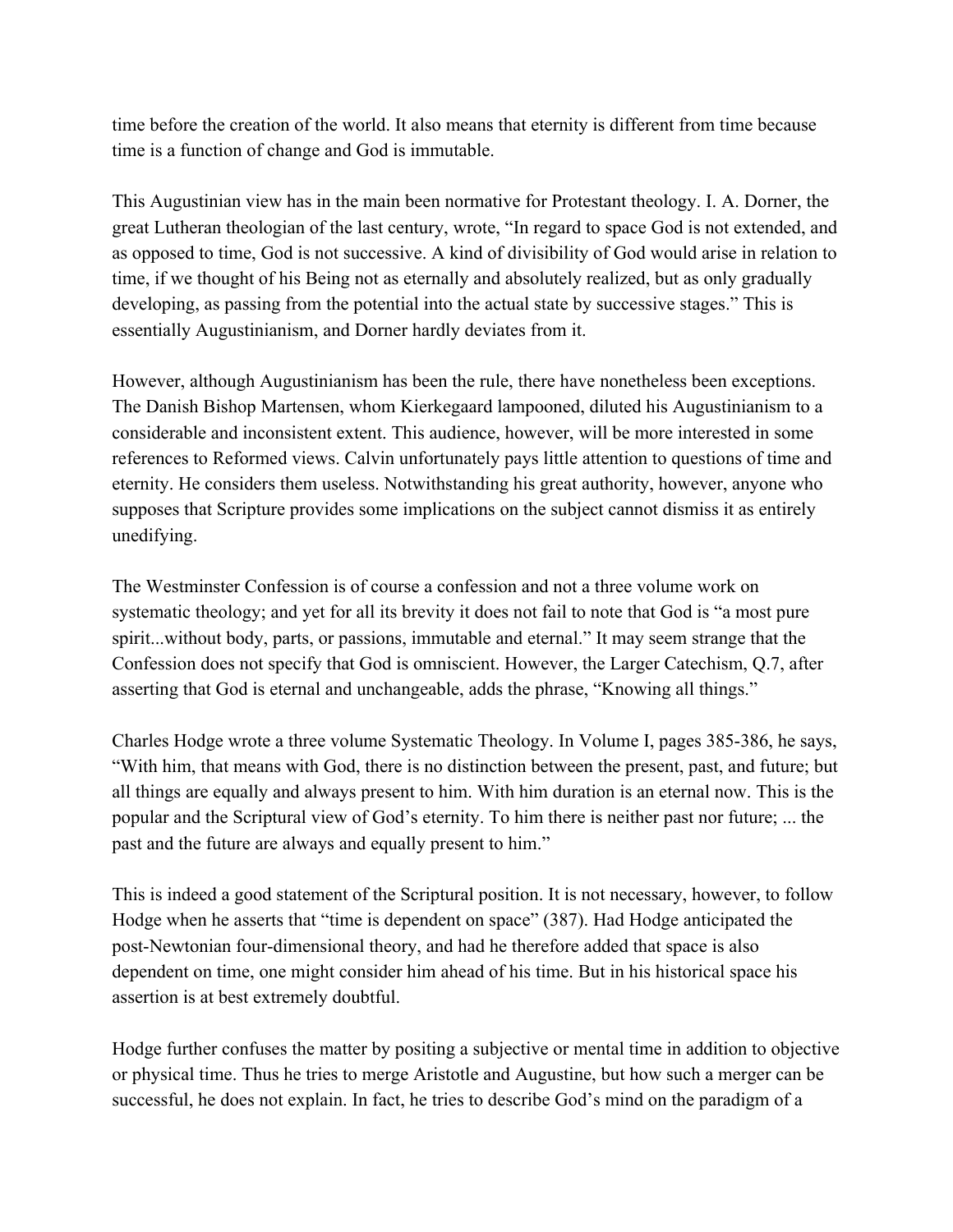time before the creation of the world. It also means that eternity is different from time because time is a function of change and God is immutable.

This Augustinian view has in the main been normative for Protestant theology. I. A. Dorner, the great Lutheran theologian of the last century, wrote, "In regard to space God is not extended, and as opposed to time, God is not successive. A kind of divisibility of God would arise in relation to time, if we thought of his Being not as eternally and absolutely realized, but as only gradually developing, as passing from the potential into the actual state by successive stages." This is essentially Augustinianism, and Dorner hardly deviates from it.

However, although Augustinianism has been the rule, there have nonetheless been exceptions. The Danish Bishop Martensen, whom Kierkegaard lampooned, diluted his Augustinianism to a considerable and inconsistent extent. This audience, however, will be more interested in some references to Reformed views. Calvin unfortunately pays little attention to questions of time and eternity. He considers them useless. Notwithstanding his great authority, however, anyone who supposes that Scripture provides some implications on the subject cannot dismiss it as entirely unedifying.

The Westminster Confession is of course a confession and not a three volume work on systematic theology; and yet for all its brevity it does not fail to note that God is "a most pure spirit...without body, parts, or passions, immutable and eternal." It may seem strange that the Confession does not specify that God is omniscient. However, the Larger Catechism, Q.7, after asserting that God is eternal and unchangeable, adds the phrase, "Knowing all things."

Charles Hodge wrote a three volume Systematic Theology. In Volume I, pages 385-386, he says, "With him, that means with God, there is no distinction between the present, past, and future; but all things are equally and always present to him. With him duration is an eternal now. This is the popular and the Scriptural view of God's eternity. To him there is neither past nor future; ... the past and the future are always and equally present to him."

This is indeed a good statement of the Scriptural position. It is not necessary, however, to follow Hodge when he asserts that "time is dependent on space" (387). Had Hodge anticipated the post-Newtonian four-dimensional theory, and had he therefore added that space is also dependent on time, one might consider him ahead of his time. But in his historical space his assertion is at best extremely doubtful.

Hodge further confuses the matter by positing a subjective or mental time in addition to objective or physical time. Thus he tries to merge Aristotle and Augustine, but how such a merger can be successful, he does not explain. In fact, he tries to describe God's mind on the paradigm of a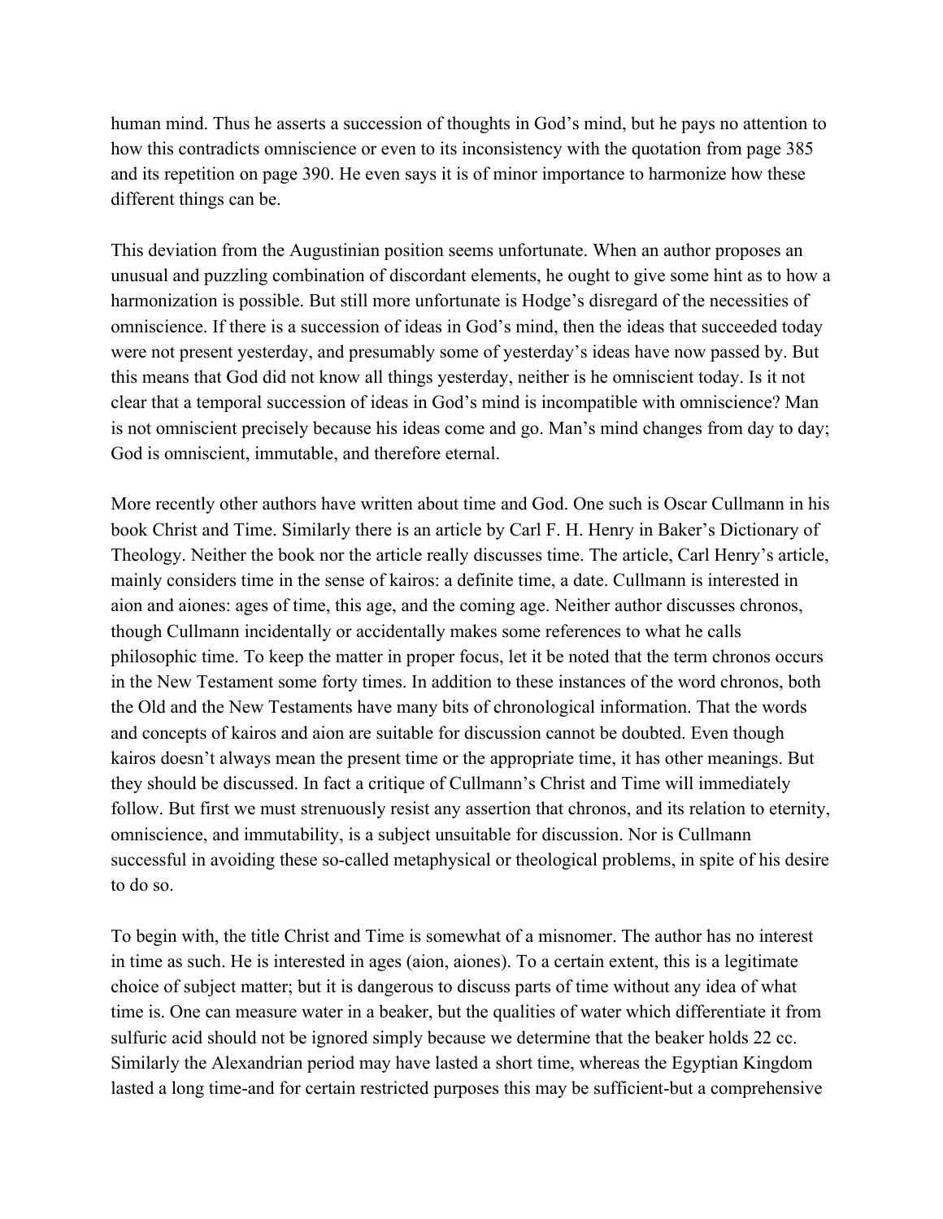human mind. Thus he asserts a succession of thoughts in God's mind, but he pays no attention to how this contradicts omniscience or even to its inconsistency with the quotation from page 385 and its repetition on page 390. He even says it is of minor importance to harmonize how these different things can be.

This deviation from the Augustinian position seems unfortunate. When an author proposes an unusual and puzzling combination of discordant elements, he ought to give some hint as to how a harmonization is possible. But still more unfortunate is Hodge's disregard of the necessities of omniscience. If there is a succession of ideas in God's mind, then the ideas that succeeded today were not present yesterday, and presumably some of yesterday's ideas have now passed by. But this means that God did not know all things yesterday, neither is he omniscient today. Is it not clear that a temporal succession of ideas in God's mind is incompatible with omniscience? Man is not omniscient precisely because his ideas come and go. Man's mind changes from day to day; God is omniscient, immutable, and therefore eternal.

More recently other authors have written about time and God. One such is Oscar Cullmann in his book Christ and Time. Similarly there is an article by Carl F. H. Henry in Baker's Dictionary of Theology. Neither the book nor the article really discusses time. The article, Carl Henry's article, mainly considers time in the sense of kairos: a definite time, a date. Cullmann is interested in aion and aiones: ages of time, this age, and the coming age. Neither author discusses chronos, though Cullmann incidentally or accidentally makes some references to what he calls philosophic time. To keep the matter in proper focus, let it be noted that the term chronos occurs in the New Testament some forty times. In addition to these instances of the word chronos, both the Old and the New Testaments have many bits of chronological information. That the words and concepts of kairos and aion are suitable for discussion cannot be doubted. Even though kairos doesn't always mean the present time or the appropriate time, it has other meanings. But they should be discussed. In fact a critique of Cullmann's Christ and Time will immediately follow. But first we must strenuously resist any assertion that chronos, and its relation to eternity, omniscience, and immutability, is a subject unsuitable for discussion. Nor is Cullmann successful in avoiding these so-called metaphysical or theological problems, in spite of his desire to do so.

To begin with, the title Christ and Time is somewhat of a misnomer. The author has no interest in time as such. He is interested in ages (aion, aiones). To a certain extent, this is a legitimate choice of subject matter; but it is dangerous to discuss parts of time without any idea of what time is. One can measure water in a beaker, but the qualities of water which differentiate it from sulfuric acid should not be ignored simply because we determine that the beaker holds 22 cc. Similarly the Alexandrian period may have lasted a short time, whereas the Egyptian Kingdom lasted a long time-and for certain restricted purposes this may be sufficient-but a comprehensive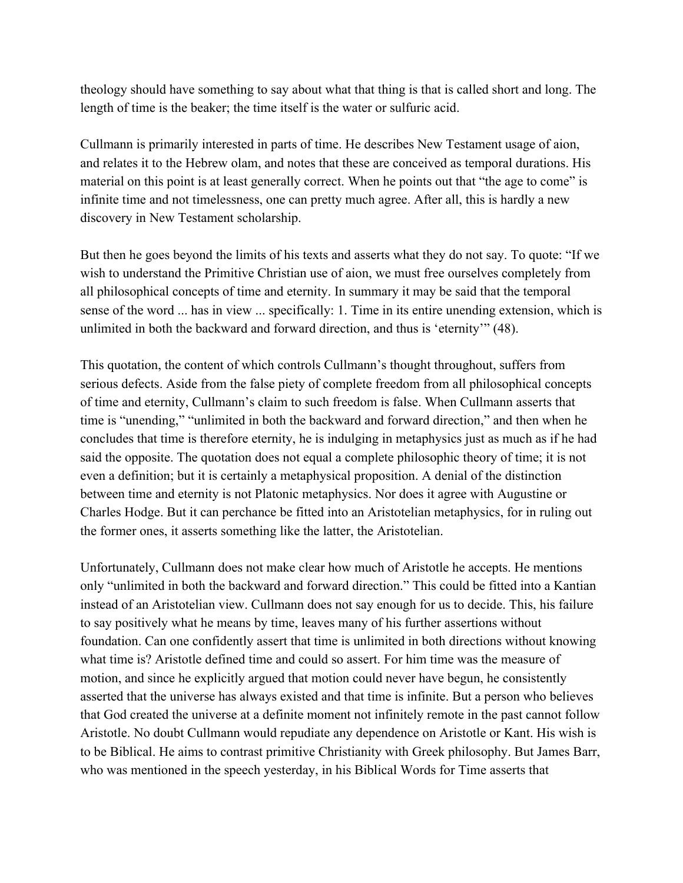theology should have something to say about what that thing is that is called short and long. The length of time is the beaker; the time itself is the water or sulfuric acid.

Cullmann is primarily interested in parts of time. He describes New Testament usage of aion, and relates it to the Hebrew olam, and notes that these are conceived as temporal durations. His material on this point is at least generally correct. When he points out that "the age to come" is infinite time and not timelessness, one can pretty much agree. After all, this is hardly a new discovery in New Testament scholarship.

But then he goes beyond the limits of his texts and asserts what they do not say. To quote: "If we wish to understand the Primitive Christian use of aion, we must free ourselves completely from all philosophical concepts of time and eternity. In summary it may be said that the temporal sense of the word ... has in view ... specifically: 1. Time in its entire unending extension, which is unlimited in both the backward and forward direction, and thus is 'eternity'" (48).

This quotation, the content of which controls Cullmann's thought throughout, suffers from serious defects. Aside from the false piety of complete freedom from all philosophical concepts of time and eternity, Cullmann's claim to such freedom is false. When Cullmann asserts that time is "unending," "unlimited in both the backward and forward direction," and then when he concludes that time is therefore eternity, he is indulging in metaphysics just as much as if he had said the opposite. The quotation does not equal a complete philosophic theory of time; it is not even a definition; but it is certainly a metaphysical proposition. A denial of the distinction between time and eternity is not Platonic metaphysics. Nor does it agree with Augustine or Charles Hodge. But it can perchance be fitted into an Aristotelian metaphysics, for in ruling out the former ones, it asserts something like the latter, the Aristotelian.

Unfortunately, Cullmann does not make clear how much of Aristotle he accepts. He mentions only "unlimited in both the backward and forward direction." This could be fitted into a Kantian instead of an Aristotelian view. Cullmann does not say enough for us to decide. This, his failure to say positively what he means by time, leaves many of his further assertions without foundation. Can one confidently assert that time is unlimited in both directions without knowing what time is? Aristotle defined time and could so assert. For him time was the measure of motion, and since he explicitly argued that motion could never have begun, he consistently asserted that the universe has always existed and that time is infinite. But a person who believes that God created the universe at a definite moment not infinitely remote in the past cannot follow Aristotle. No doubt Cullmann would repudiate any dependence on Aristotle or Kant. His wish is to be Biblical. He aims to contrast primitive Christianity with Greek philosophy. But James Barr, who was mentioned in the speech yesterday, in his Biblical Words for Time asserts that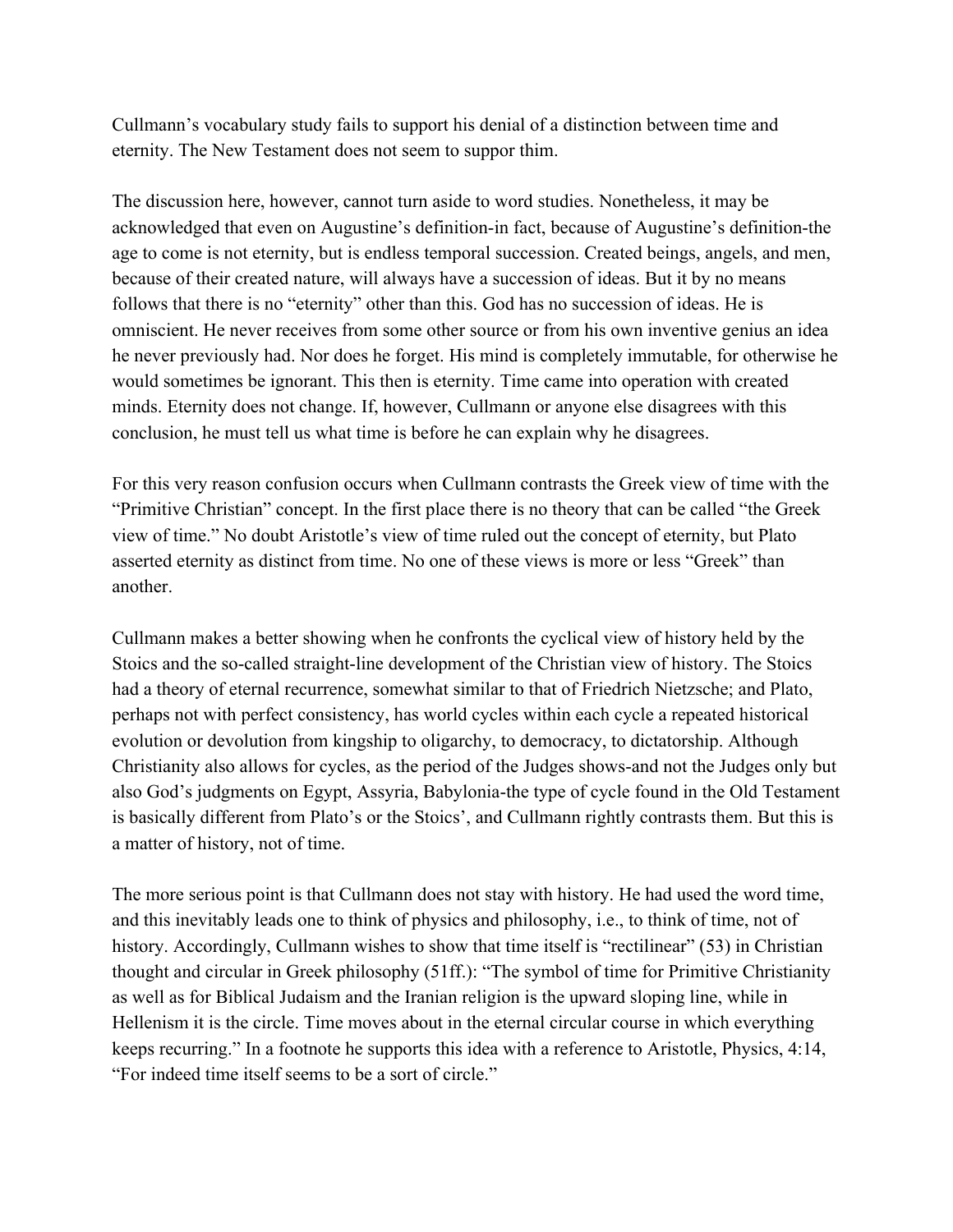Cullmann's vocabulary study fails to support his denial of a distinction between time and eternity. The New Testament does not seem to suppor thim.

The discussion here, however, cannot turn aside to word studies. Nonetheless, it may be acknowledged that even on Augustine's definition-in fact, because of Augustine's definition-the age to come is not eternity, but is endless temporal succession. Created beings, angels, and men, because of their created nature, will always have a succession of ideas. But it by no means follows that there is no "eternity" other than this. God has no succession of ideas. He is omniscient. He never receives from some other source or from his own inventive genius an idea he never previously had. Nor does he forget. His mind is completely immutable, for otherwise he would sometimes be ignorant. This then is eternity. Time came into operation with created minds. Eternity does not change. If, however, Cullmann or anyone else disagrees with this conclusion, he must tell us what time is before he can explain why he disagrees.

For this very reason confusion occurs when Cullmann contrasts the Greek view of time with the "Primitive Christian" concept. In the first place there is no theory that can be called "the Greek view of time." No doubt Aristotle's view of time ruled out the concept of eternity, but Plato asserted eternity as distinct from time. No one of these views is more or less "Greek" than another.

Cullmann makes a better showing when he confronts the cyclical view of history held by the Stoics and the so-called straight-line development of the Christian view of history. The Stoics had a theory of eternal recurrence, somewhat similar to that of Friedrich Nietzsche; and Plato, perhaps not with perfect consistency, has world cycles within each cycle a repeated historical evolution or devolution from kingship to oligarchy, to democracy, to dictatorship. Although Christianity also allows for cycles, as the period of the Judges shows-and not the Judges only but also God's judgments on Egypt, Assyria, Babylonia-the type of cycle found in the Old Testament is basically different from Plato's or the Stoics', and Cullmann rightly contrasts them. But this is a matter of history, not of time.

The more serious point is that Cullmann does not stay with history. He had used the word time, and this inevitably leads one to think of physics and philosophy, i.e., to think of time, not of history. Accordingly, Cullmann wishes to show that time itself is "rectilinear" (53) in Christian thought and circular in Greek philosophy (51ff.): "The symbol of time for Primitive Christianity as well as for Biblical Judaism and the Iranian religion is the upward sloping line, while in Hellenism it is the circle. Time moves about in the eternal circular course in which everything keeps recurring." In a footnote he supports this idea with a reference to Aristotle, Physics, 4:14, "For indeed time itself seems to be a sort of circle."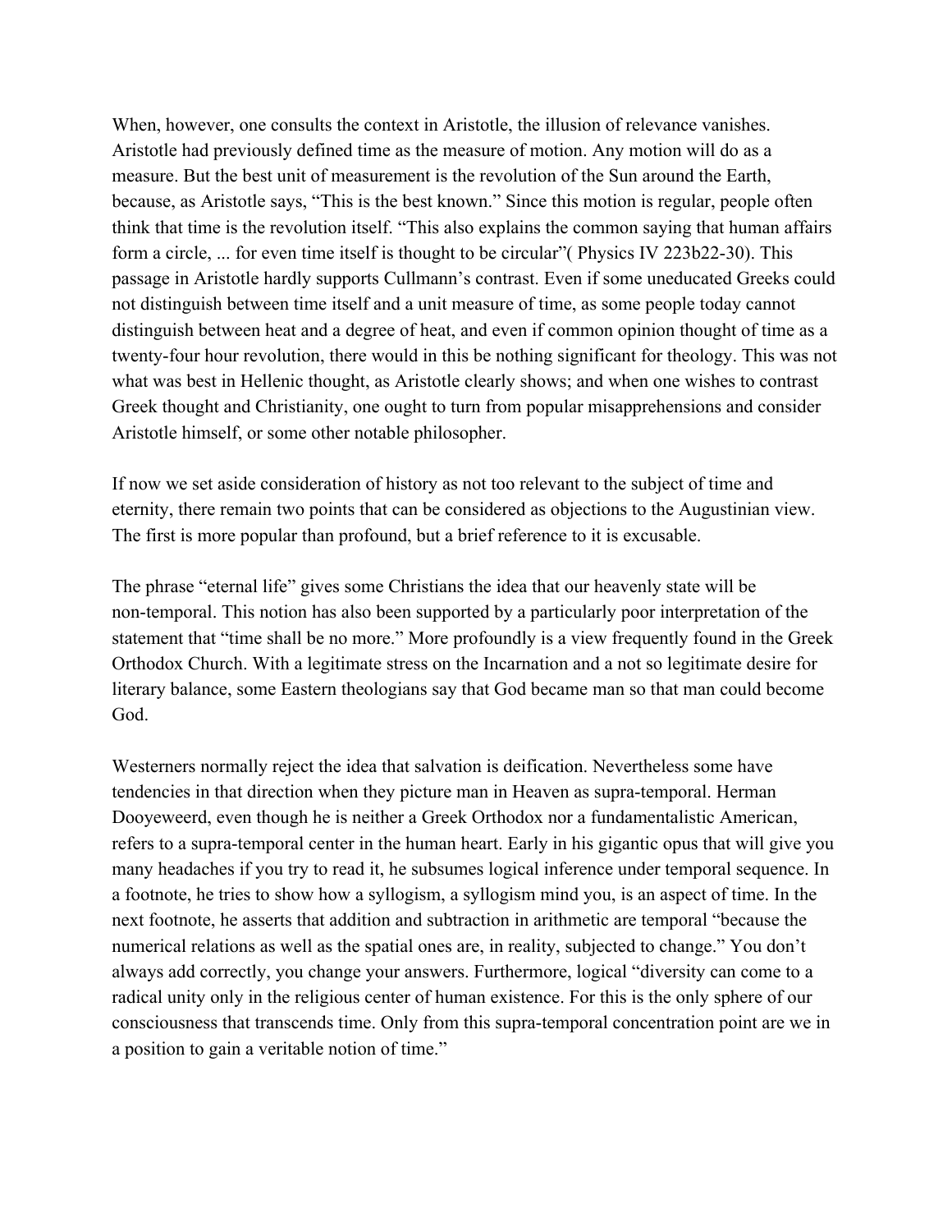When, however, one consults the context in Aristotle, the illusion of relevance vanishes. Aristotle had previously defined time as the measure of motion. Any motion will do as a measure. But the best unit of measurement is the revolution of the Sun around the Earth, because, as Aristotle says, "This is the best known." Since this motion is regular, people often think that time is the revolution itself. "This also explains the common saying that human affairs form a circle, ... for even time itself is thought to be circular"( Physics IV 223b22-30). This passage in Aristotle hardly supports Cullmann's contrast. Even if some uneducated Greeks could not distinguish between time itself and a unit measure of time, as some people today cannot distinguish between heat and a degree of heat, and even if common opinion thought of time as a twenty-four hour revolution, there would in this be nothing significant for theology. This was not what was best in Hellenic thought, as Aristotle clearly shows; and when one wishes to contrast Greek thought and Christianity, one ought to turn from popular misapprehensions and consider Aristotle himself, or some other notable philosopher.

If now we set aside consideration of history as not too relevant to the subject of time and eternity, there remain two points that can be considered as objections to the Augustinian view. The first is more popular than profound, but a brief reference to it is excusable.

The phrase "eternal life" gives some Christians the idea that our heavenly state will be non-temporal. This notion has also been supported by a particularly poor interpretation of the statement that "time shall be no more." More profoundly is a view frequently found in the Greek Orthodox Church. With a legitimate stress on the Incarnation and a not so legitimate desire for literary balance, some Eastern theologians say that God became man so that man could become God.

Westerners normally reject the idea that salvation is deification. Nevertheless some have tendencies in that direction when they picture man in Heaven as supra-temporal. Herman Dooyeweerd, even though he is neither a Greek Orthodox nor a fundamentalistic American, refers to a supra-temporal center in the human heart. Early in his gigantic opus that will give you many headaches if you try to read it, he subsumes logical inference under temporal sequence. In a footnote, he tries to show how a syllogism, a syllogism mind you, is an aspect of time. In the next footnote, he asserts that addition and subtraction in arithmetic are temporal "because the numerical relations as well as the spatial ones are, in reality, subjected to change." You don't always add correctly, you change your answers. Furthermore, logical "diversity can come to a radical unity only in the religious center of human existence. For this is the only sphere of our consciousness that transcends time. Only from this supra-temporal concentration point are we in a position to gain a veritable notion of time."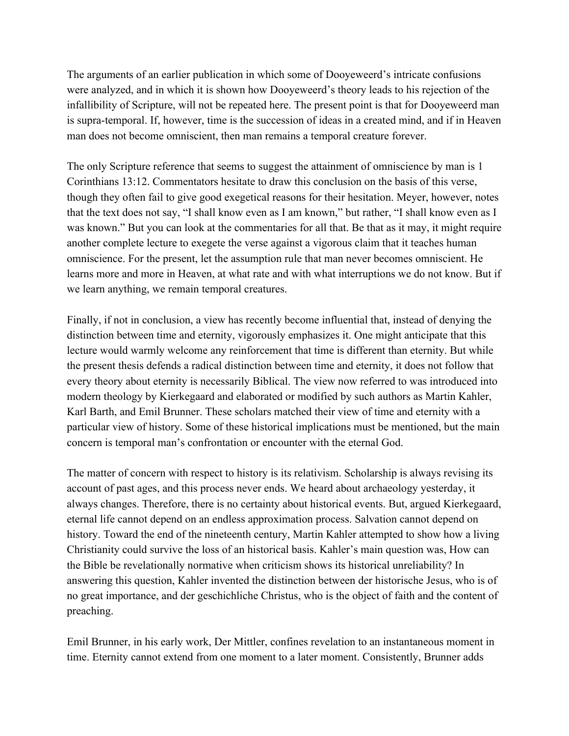The arguments of an earlier publication in which some of Dooyeweerd's intricate confusions were analyzed, and in which it is shown how Dooyeweerd's theory leads to his rejection of the infallibility of Scripture, will not be repeated here. The present point is that for Dooyeweerd man is supra-temporal. If, however, time is the succession of ideas in a created mind, and if in Heaven man does not become omniscient, then man remains a temporal creature forever.

The only Scripture reference that seems to suggest the attainment of omniscience by man is 1 Corinthians 13:12. Commentators hesitate to draw this conclusion on the basis of this verse, though they often fail to give good exegetical reasons for their hesitation. Meyer, however, notes that the text does not say, "I shall know even as I am known," but rather, "I shall know even as I was known." But you can look at the commentaries for all that. Be that as it may, it might require another complete lecture to exegete the verse against a vigorous claim that it teaches human omniscience. For the present, let the assumption rule that man never becomes omniscient. He learns more and more in Heaven, at what rate and with what interruptions we do not know. But if we learn anything, we remain temporal creatures.

Finally, if not in conclusion, a view has recently become influential that, instead of denying the distinction between time and eternity, vigorously emphasizes it. One might anticipate that this lecture would warmly welcome any reinforcement that time is different than eternity. But while the present thesis defends a radical distinction between time and eternity, it does not follow that every theory about eternity is necessarily Biblical. The view now referred to was introduced into modern theology by Kierkegaard and elaborated or modified by such authors as Martin Kahler, Karl Barth, and Emil Brunner. These scholars matched their view of time and eternity with a particular view of history. Some of these historical implications must be mentioned, but the main concern is temporal man's confrontation or encounter with the eternal God.

The matter of concern with respect to history is its relativism. Scholarship is always revising its account of past ages, and this process never ends. We heard about archaeology yesterday, it always changes. Therefore, there is no certainty about historical events. But, argued Kierkegaard, eternal life cannot depend on an endless approximation process. Salvation cannot depend on history. Toward the end of the nineteenth century, Martin Kahler attempted to show how a living Christianity could survive the loss of an historical basis. Kahler's main question was, How can the Bible be revelationally normative when criticism shows its historical unreliability? In answering this question, Kahler invented the distinction between der historische Jesus, who is of no great importance, and der geschichliche Christus, who is the object of faith and the content of preaching.

Emil Brunner, in his early work, Der Mittler, confines revelation to an instantaneous moment in time. Eternity cannot extend from one moment to a later moment. Consistently, Brunner adds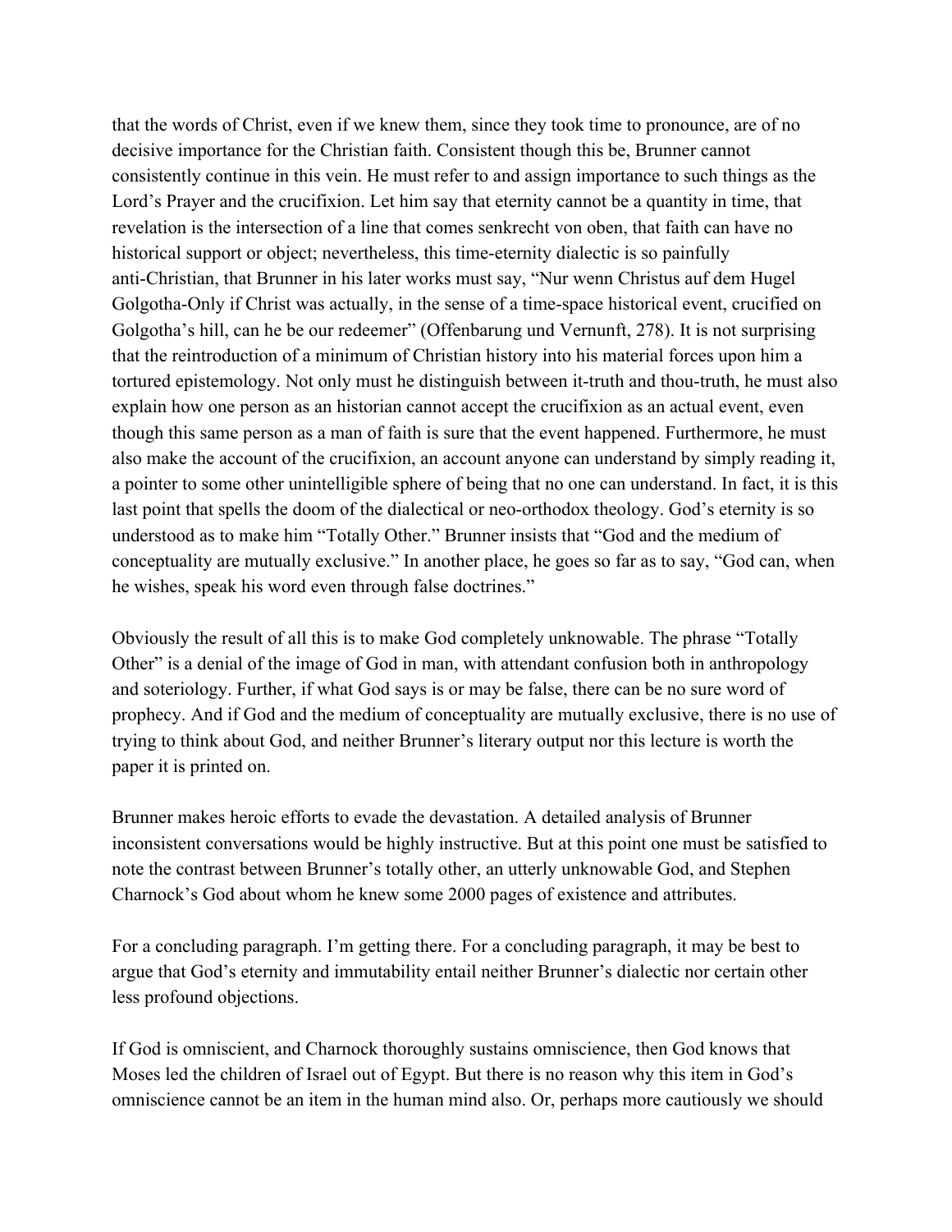that the words of Christ, even if we knew them, since they took time to pronounce, are of no decisive importance for the Christian faith. Consistent though this be, Brunner cannot consistently continue in this vein. He must refer to and assign importance to such things as the Lord's Prayer and the crucifixion. Let him say that eternity cannot be a quantity in time, that revelation is the intersection of a line that comes senkrecht von oben, that faith can have no historical support or object; nevertheless, this time-eternity dialectic is so painfully anti-Christian, that Brunner in his later works must say, "Nur wenn Christus auf dem Hugel Golgotha-Only if Christ was actually, in the sense of a time-space historical event, crucified on Golgotha's hill, can he be our redeemer" (Offenbarung und Vernunft, 278). It is not surprising that the reintroduction of a minimum of Christian history into his material forces upon him a tortured epistemology. Not only must he distinguish between it-truth and thou-truth, he must also explain how one person as an historian cannot accept the crucifixion as an actual event, even though this same person as a man of faith is sure that the event happened. Furthermore, he must also make the account of the crucifixion, an account anyone can understand by simply reading it, a pointer to some other unintelligible sphere of being that no one can understand. In fact, it is this last point that spells the doom of the dialectical or neo-orthodox theology. God's eternity is so understood as to make him "Totally Other." Brunner insists that "God and the medium of conceptuality are mutually exclusive." In another place, he goes so far as to say, "God can, when he wishes, speak his word even through false doctrines."

Obviously the result of all this is to make God completely unknowable. The phrase "Totally Other" is a denial of the image of God in man, with attendant confusion both in anthropology and soteriology. Further, if what God says is or may be false, there can be no sure word of prophecy. And if God and the medium of conceptuality are mutually exclusive, there is no use of trying to think about God, and neither Brunner's literary output nor this lecture is worth the paper it is printed on.

Brunner makes heroic efforts to evade the devastation. A detailed analysis of Brunner inconsistent conversations would be highly instructive. But at this point one must be satisfied to note the contrast between Brunner's totally other, an utterly unknowable God, and Stephen Charnock's God about whom he knew some 2000 pages of existence and attributes.

For a concluding paragraph. I'm getting there. For a concluding paragraph, it may be best to argue that God's eternity and immutability entail neither Brunner's dialectic nor certain other less profound objections.

If God is omniscient, and Charnock thoroughly sustains omniscience, then God knows that Moses led the children of Israel out of Egypt. But there is no reason why this item in God's omniscience cannot be an item in the human mind also. Or, perhaps more cautiously we should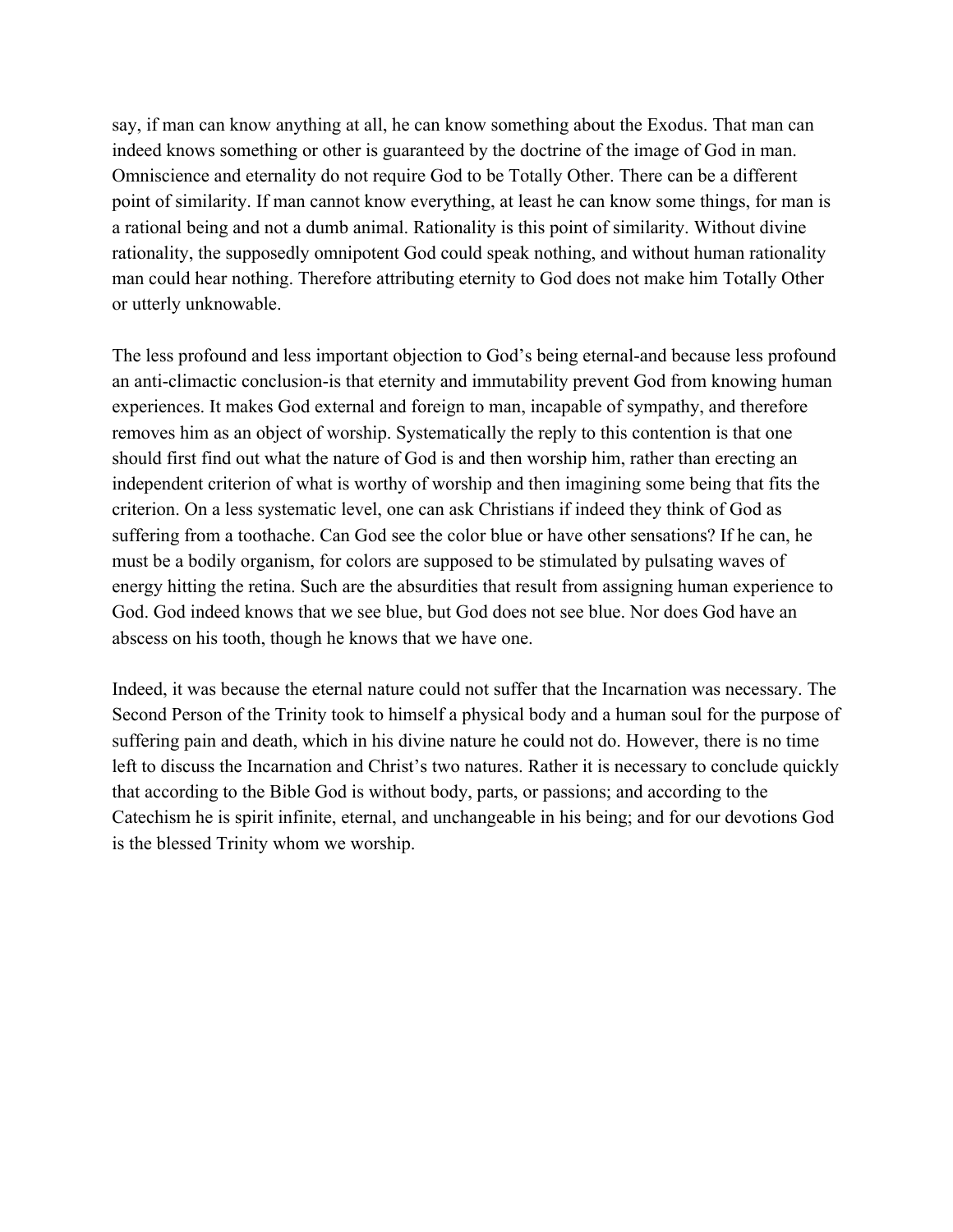say, if man can know anything at all, he can know something about the Exodus. That man can indeed knows something or other is guaranteed by the doctrine of the image of God in man. Omniscience and eternality do not require God to be Totally Other. There can be a different point of similarity. If man cannot know everything, at least he can know some things, for man is a rational being and not a dumb animal. Rationality is this point of similarity. Without divine rationality, the supposedly omnipotent God could speak nothing, and without human rationality man could hear nothing. Therefore attributing eternity to God does not make him Totally Other or utterly unknowable.

The less profound and less important objection to God's being eternal-and because less profound an anti-climactic conclusion-is that eternity and immutability prevent God from knowing human experiences. It makes God external and foreign to man, incapable of sympathy, and therefore removes him as an object of worship. Systematically the reply to this contention is that one should first find out what the nature of God is and then worship him, rather than erecting an independent criterion of what is worthy of worship and then imagining some being that fits the criterion. On a less systematic level, one can ask Christians if indeed they think of God as suffering from a toothache. Can God see the color blue or have other sensations? If he can, he must be a bodily organism, for colors are supposed to be stimulated by pulsating waves of energy hitting the retina. Such are the absurdities that result from assigning human experience to God. God indeed knows that we see blue, but God does not see blue. Nor does God have an abscess on his tooth, though he knows that we have one.

Indeed, it was because the eternal nature could not suffer that the Incarnation was necessary. The Second Person of the Trinity took to himself a physical body and a human soul for the purpose of suffering pain and death, which in his divine nature he could not do. However, there is no time left to discuss the Incarnation and Christ's two natures. Rather it is necessary to conclude quickly that according to the Bible God is without body, parts, or passions; and according to the Catechism he is spirit infinite, eternal, and unchangeable in his being; and for our devotions God is the blessed Trinity whom we worship.